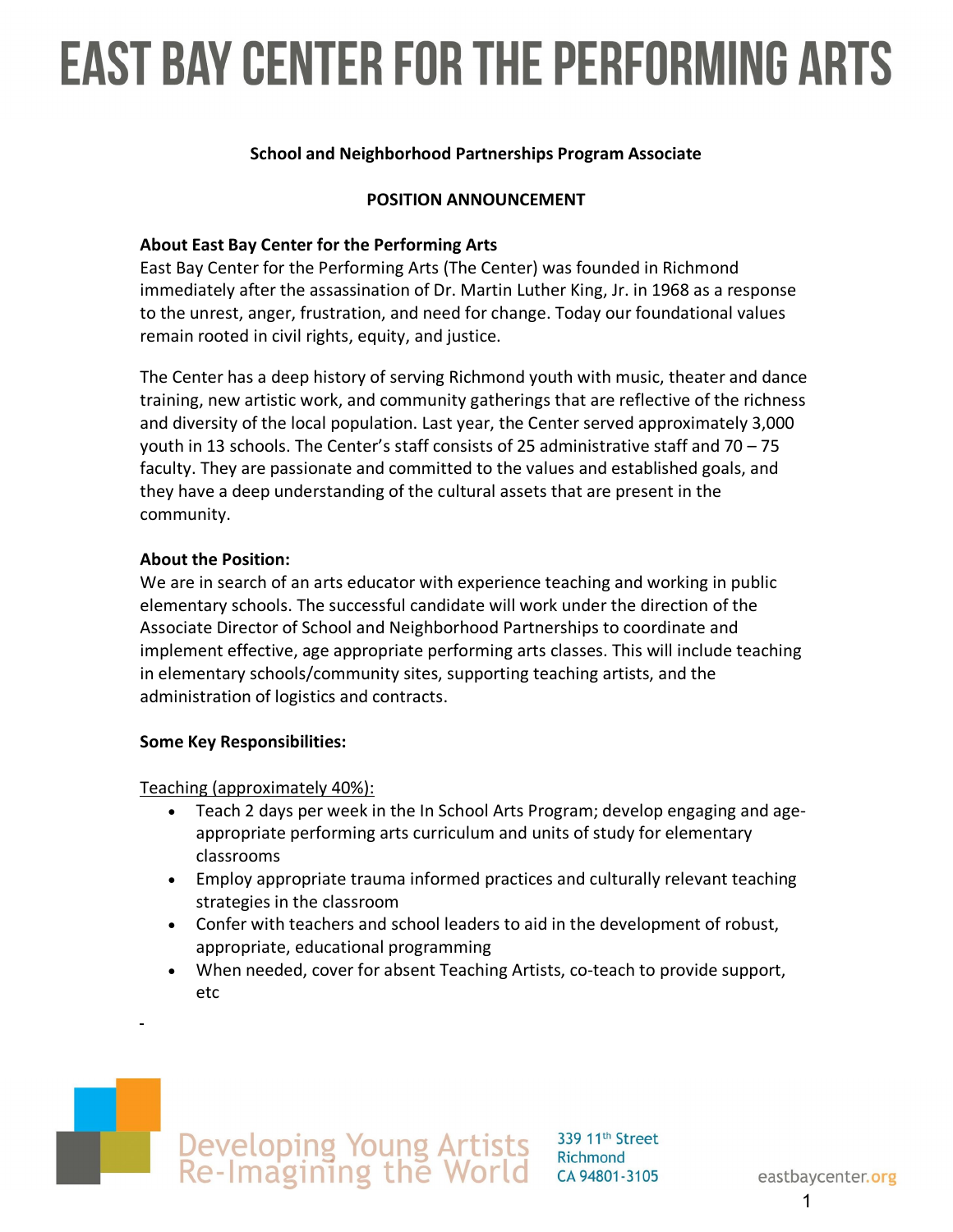# EAST BAY CENTER FOR THE PERFORMING ARTS

**School and Neighborhood Partnerships Program Associate**

**POSITION ANNOUNCEMENT**

**About East Bay Center for the Performing Arts**

East Bay Center for the Performing Arts (The Center) was founded in Richmond immediately after the assassination of Dr. Martin Luther King, Jr. in 1968 as a response to the unrest, anger, frustration, and need for change. Today our foundational values remain rooted in civil rights, equity, and justice.

The Center has a deep history of serving Richmond youth with music, theater and dance training, new artistic work, and community gatherings that are reflective of the richness and diversity of the local population. Last year, the Center served approximately 3,000 youth in 13 schools. The Center's staff consists of 25 administrative staff and 70 – 75 faculty. They are passionate and committed to the values and established goals, and they have a deep understanding of the cultural assets that are present in the community.

**About the Position:**

We are in search of an arts educator with experience teaching and working in public elementary schools. The successful candidate will work under the direction of the Associate Director of School and Neighborhood Partnerships to coordinate and implement effective, age appropriate performing arts classes. This will include teaching in elementary schools/community sites, supporting teaching artists, and the administration of logistics and contracts.

**Some Key Responsibilities:**

Teaching (approximately 40%):

- Teach 2 days per week in the In School Arts Program; develop engaging and age-appropriate performing arts curriculum and units of study for elementary classrooms
- Employ appropriate trauma informed practices and culturally relevant teaching strategies in the classroom
- Confer with teachers and school leaders to aid in the development of robust, appropriate, educational programming
- When needed, cover for absent Teaching Artists, co-teach to provide support, etc

-

Developing Young Artists Re-Imagining the World

339 11th Street
Richmond
CA 94801-3105

eastbaycenter.org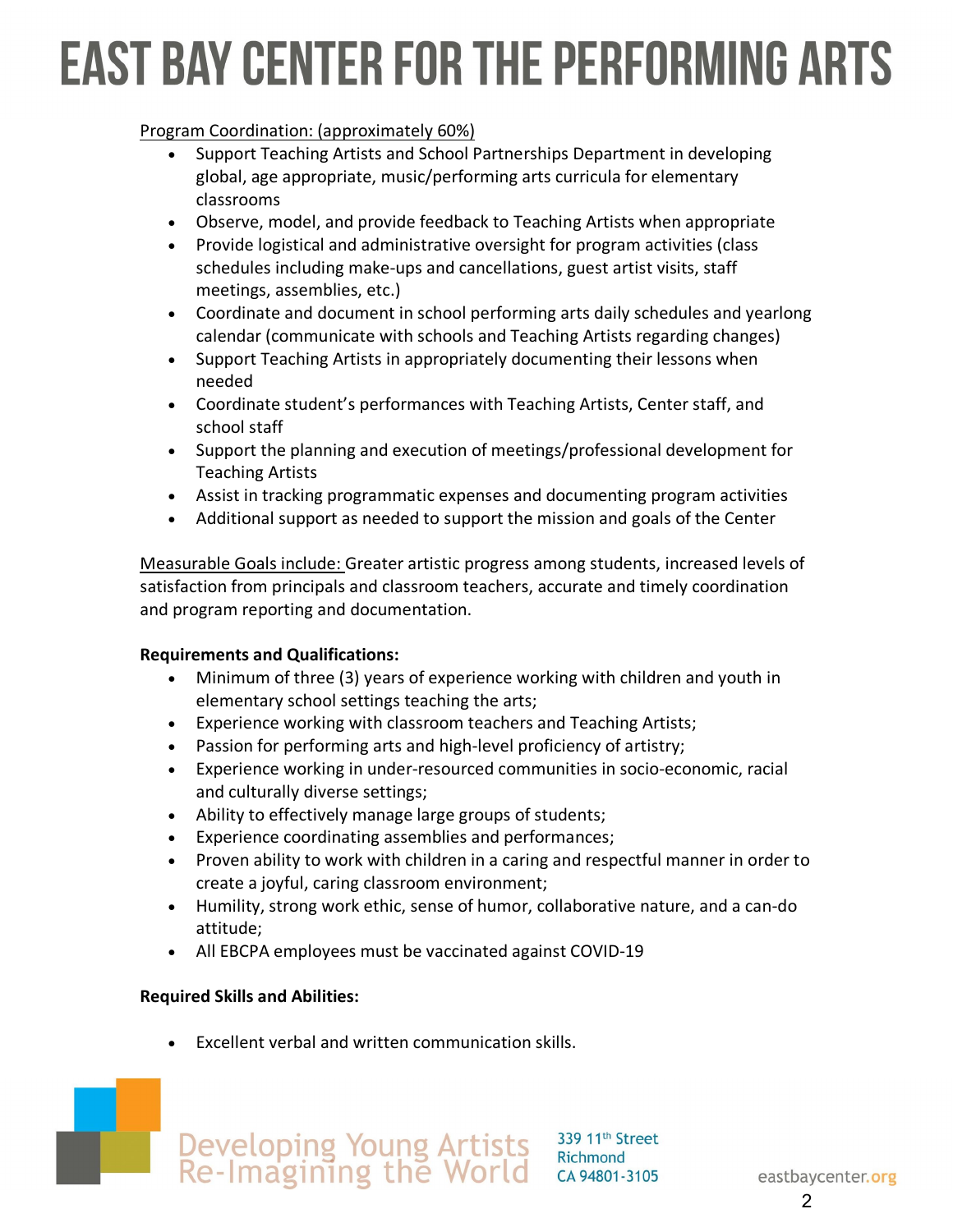Program Coordination: (approximately 60%)

- Support Teaching Artists and School Partnerships Department in developing global, age appropriate, music/performing arts curricula for elementary classrooms
- Observe, model, and provide feedback to Teaching Artists when appropriate
- Provide logistical and administrative oversight for program activities (class schedules including make-ups and cancellations, guest artist visits, staff meetings, assemblies, etc.)
- Coordinate and document in school performing arts daily schedules and yearlong calendar (communicate with schools and Teaching Artists regarding changes)
- Support Teaching Artists in appropriately documenting their lessons when needed
- Coordinate student's performances with Teaching Artists, Center staff, and school staff
- Support the planning and execution of meetings/professional development for Teaching Artists
- Assist in tracking programmatic expenses and documenting program activities
- Additional support as needed to support the mission and goals of the Center

Measurable Goals include: Greater artistic progress among students, increased levels of satisfaction from principals and classroom teachers, accurate and timely coordination and program reporting and documentation.

**Requirements and Qualifications:**

- Minimum of three (3) years of experience working with children and youth in elementary school settings teaching the arts;
- Experience working with classroom teachers and Teaching Artists;
- Passion for performing arts and high-level proficiency of artistry;
- Experience working in under-resourced communities in socio-economic, racial and culturally diverse settings;
- Ability to effectively manage large groups of students;
- Experience coordinating assemblies and performances;
- Proven ability to work with children in a caring and respectful manner in order to create a joyful, caring classroom environment;
- Humility, strong work ethic, sense of humor, collaborative nature, and a can-do attitude;
- All EBCPA employees must be vaccinated against COVID-19

**Required Skills and Abilities:**

- Excellent verbal and written communication skills.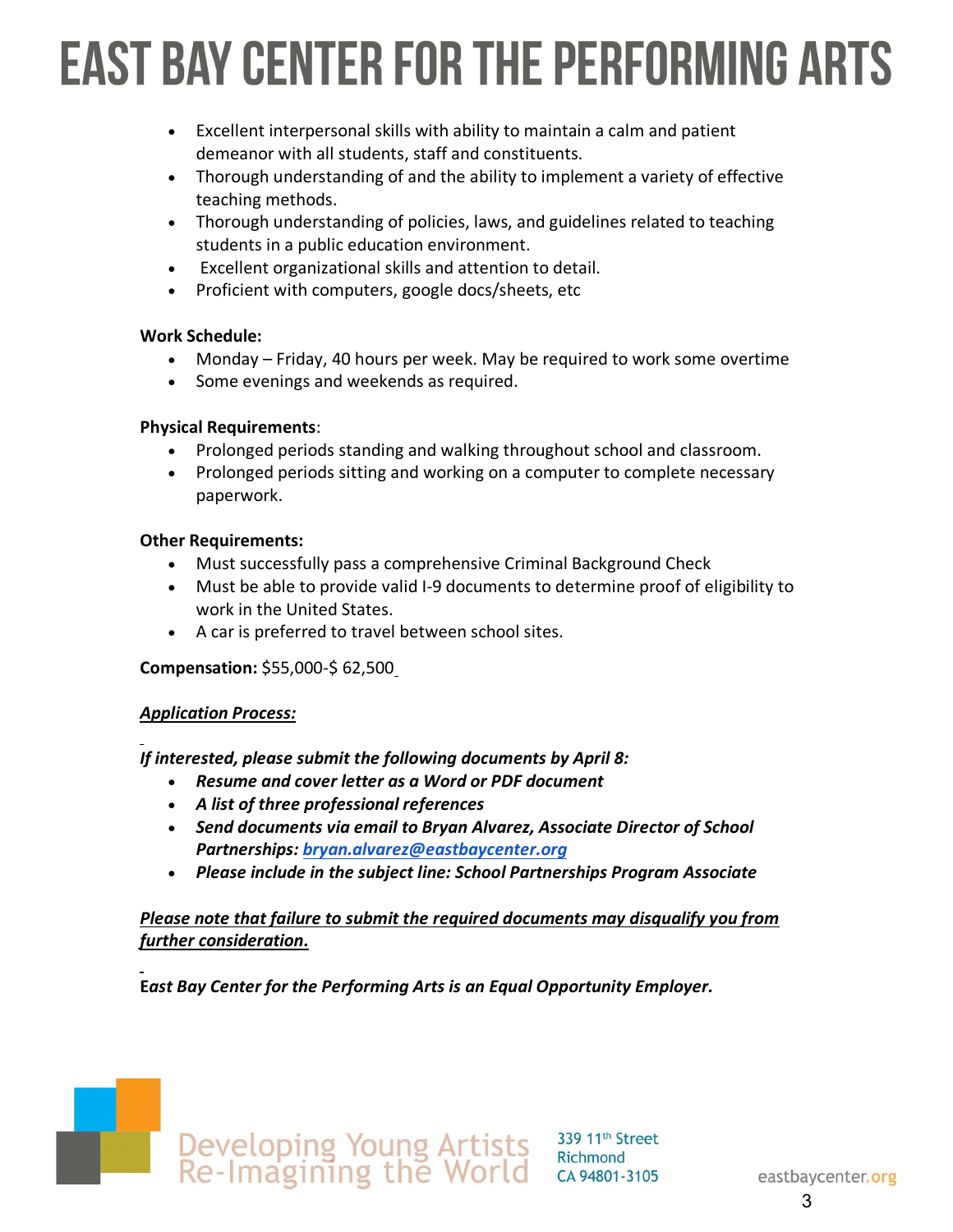- Excellent interpersonal skills with ability to maintain a calm and patient demeanor with all students, staff and constituents.
- Thorough understanding of and the ability to implement a variety of effective teaching methods.
- Thorough understanding of policies, laws, and guidelines related to teaching students in a public education environment.
- Excellent organizational skills and attention to detail.
- Proficient with computers, google docs/sheets, etc

**Work Schedule:**

- Monday – Friday, 40 hours per week. May be required to work some overtime
- Some evenings and weekends as required.

**Physical Requirements**:

- Prolonged periods standing and walking throughout school and classroom.
- Prolonged periods sitting and working on a computer to complete necessary paperwork.

**Other Requirements:**

- Must successfully pass a comprehensive Criminal Background Check
- Must be able to provide valid I-9 documents to determine proof of eligibility to work in the United States.
- A car is preferred to travel between school sites.

**Compensation:** $55,000-$ 62,500

***Application Process:***

***If interested, please submit the following documents by April 8:***

- ***Resume and cover letter as a Word or PDF document***
- ***A list of three professional references***
- ***Send documents via email to Bryan Alvarez, Associate Director of School Partnerships: bryan.alvarez@eastbaycenter.org***
- ***Please include in the subject line: School Partnerships Program Associate***

***Please note that failure to submit the required documents may disqualify you from further consideration.***

***East Bay Center for the Performing Arts is an Equal Opportunity Employer.***